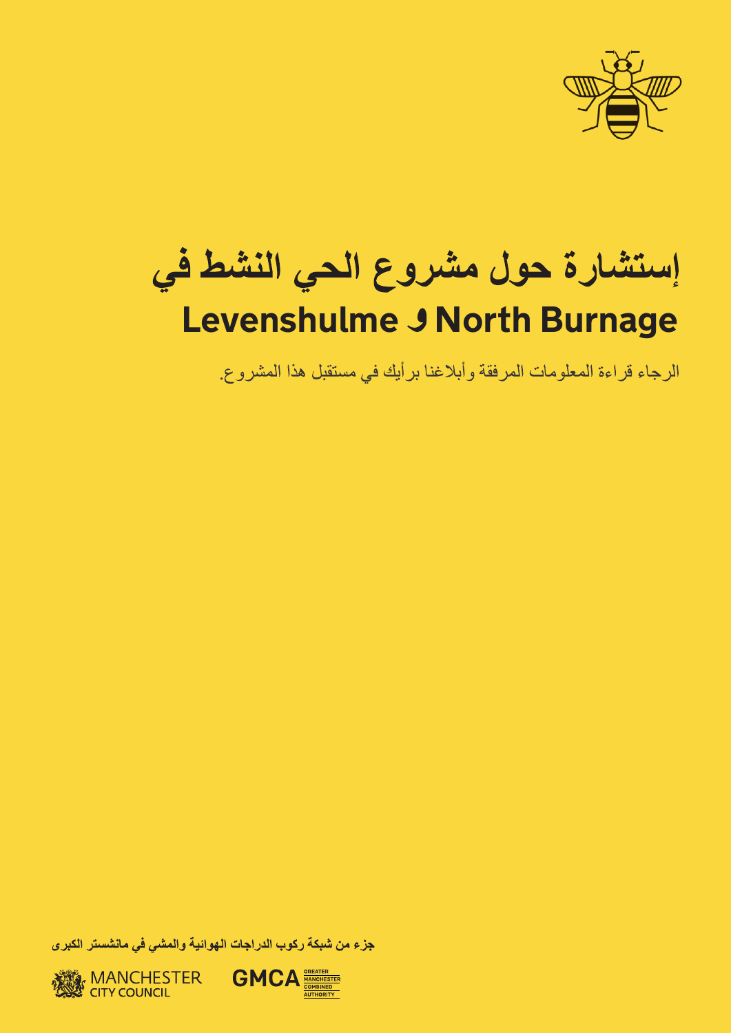# إستشارة حول مشروع الحي النشط في Levenshulme و North Burnage

الرجاء قراءة المعلومات المرفقة وأبلاغنا برأيك في مستقبل هذا المشروع.

**جزء من شبكة ركوب الدراجات الهوائية والمشي في مانشستر الكبرى**

MANCHESTER CITY COUNCIL

GMCA GREATER MANCHESTER COMBINED AUTHORITY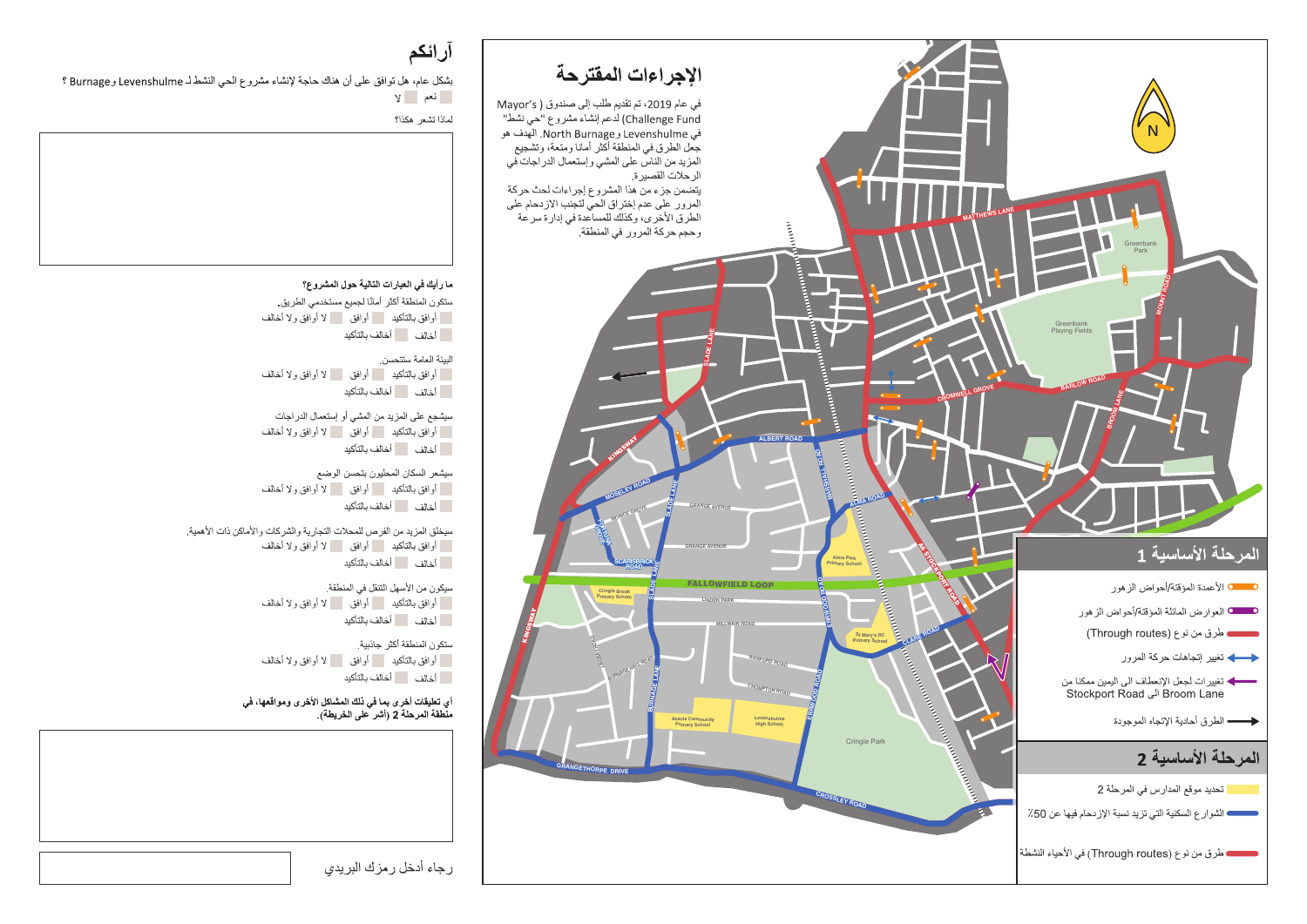# آرائكم

بشكل عام، هل توافق على أن هناك حاجة لإنشاء مشروع الحي النشط لـ Levenshulme و Burnage ؟

نعم ☐ لا ☐

لماذا تشعر هكذا؟

&nbsp;

**ما رأيك في العبارات التالية حول المشروع؟**

ستكون المنطقة أكثر أمانًا لجميع مستخدمي الطريق.

☐ أوافق بالتأكيد ☐ أوافق ☐ لا أوافق ولا أخالف ☐ أخالف ☐ أخالف بالتأكيد

البيئة العامة ستتحسن.

☐ أوافق بالتأكيد ☐ أوافق ☐ لا أوافق ولا أخالف ☐ أخالف ☐ أخالف بالتأكيد

سيشجع على المزيد من المشي أو إستعمال الدراجات

☐ أوافق بالتأكيد ☐ أوافق ☐ لا أوافق ولا أخالف ☐ أخالف ☐ أخالف بالتأكيد

سيشعر السكان المحليون بتحسن الوضع

☐ أوافق بالتأكيد ☐ أوافق ☐ لا أوافق ولا أخالف ☐ أخالف ☐ أخالف بالتأكيد

سيخلق المزيد من الفرص للمحلات التجارية والشركات والأماكن ذات الأهمية.

☐ أوافق بالتأكيد ☐ أوافق ☐ لا أوافق ولا أخالف ☐ أخالف ☐ أخالف بالتأكيد

سيكون من الأسهل التنقل في المنطقة.

☐ أوافق بالتأكيد ☐ أوافق ☐ لا أوافق ولا أخالف ☐ أخالف ☐ أخالف بالتأكيد

ستكون المنطقة أكثر جاذبية.

☐ أوافق بالتأكيد ☐ أوافق ☐ لا أوافق ولا أخالف ☐ أخالف ☐ أخالف بالتأكيد

**أي تعليقات أخرى بما في ذلك المشاكل الأخرى ومواقعها، في منطقة المرحلة 2 (أشر على الخريطة).**

&nbsp;

رجاء أدخل رمزك البريدي

# الإجراءات المقترحة

في عام 2019، تم تقديم طلب إلى صندوق (Mayor's Challenge Fund) لدعم إنشاء مشروع "حي نشط" في Levenshulme و North Burnage. الهدف هو جعل الطرق في المنطقة أكثر أمانا ومتعة، وتشجيع المزيد من الناس على المشي وإستعمال الدراجات في الرحلات القصيرة.

يتضمن جزء من هذا المشروع إجراءات لحث حركة المرور على عدم إختراق الحي لتجنب الازدحام على الطرق الأخرى، وكذلك للمساعدة في إدارة سرعة وحجم حركة المرور في المنطقة.

## المرحلة الأساسية 1

- الأعمدة المؤقتة/أحواض الزهور
- العوارض المائلة المؤقتة/أحواض الزهور
- طرق من نوع (Through routes)
- تغيير إتجاهات حركة المرور
- تغييرات لجعل الإنعطاف الى اليمين ممكنا من Stockport Road الى Broom Lane
- الطرق أحادية الإتجاه الموجودة

## المرحلة الأساسية 2

- تحديد موقع المدارس في المرحلة 2
- الشوارع السكنية التي تزيد نسبة الإزدحام فيها عن 50٪
- طرق من نوع (Through routes) في الأحياء النشطة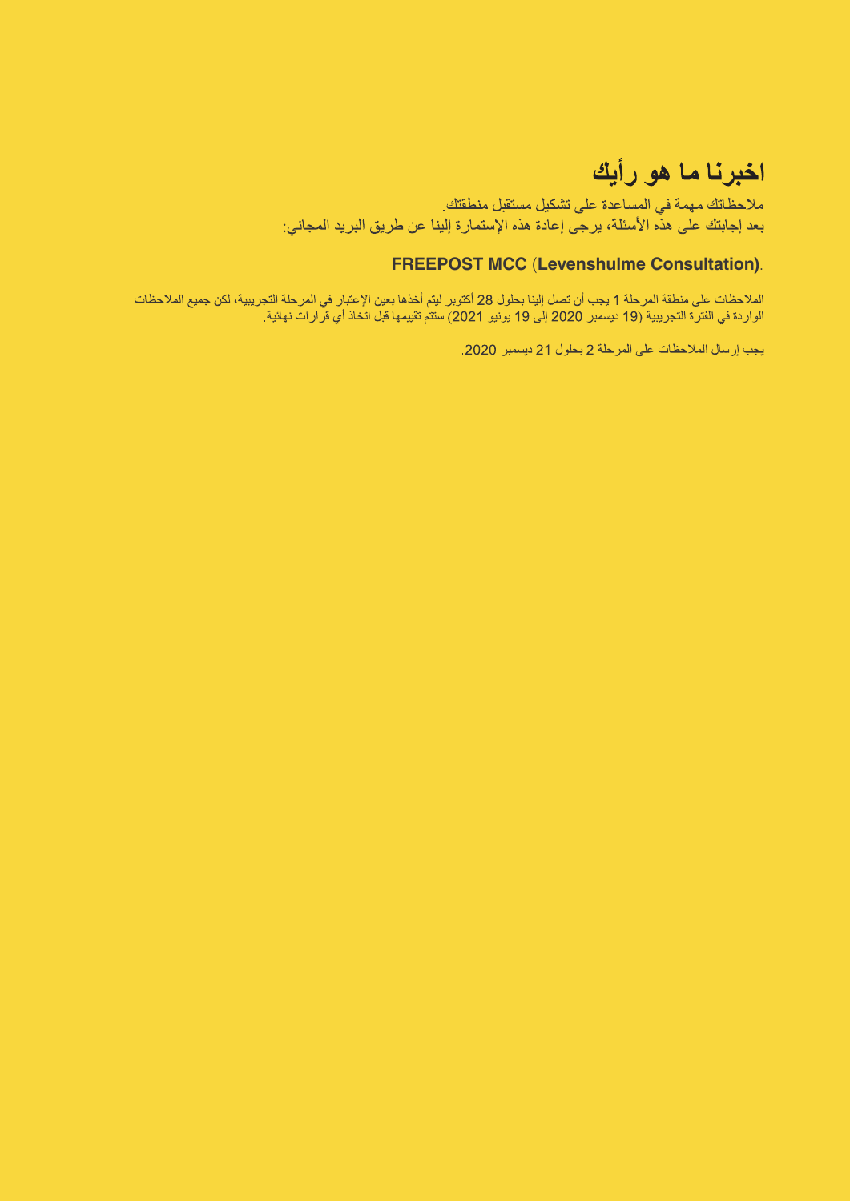# اخبرنا ما هو رأيك

ملاحظاتك مهمة في المساعدة على تشكيل مستقبل منطقتك.
بعد إجابتك على هذه الأسئلة، يرجى إعادة هذه الإستمارة إلينا عن طريق البريد المجاني:

**FREEPOST MCC (Levenshulme Consultation)**.

الملاحظات على منطقة المرحلة 1 يجب أن تصل إلينا بحلول 28 أكتوبر ليتم أخذها بعين الإعتبار في المرحلة التجريبية، لكن جميع الملاحظات الواردة في الفترة التجريبية (19 ديسمبر 2020 إلى 19 يونيو 2021) ستتم تقييمها قبل اتخاذ أي قرارات نهائية.

يجب إرسال الملاحظات على المرحلة 2 بحلول 21 ديسمبر 2020.